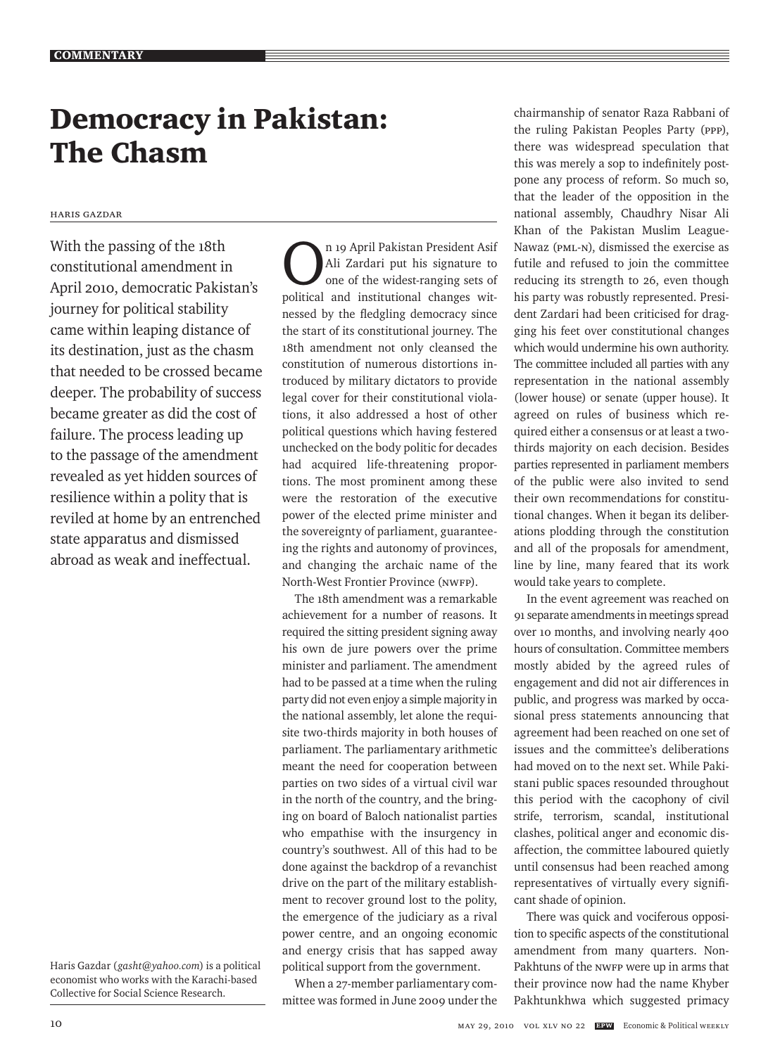COMMENTARY

# Democracy in Pakistan: The Chasm

HARIS GAZDAR

With the passing of the 18th constitutional amendment in April 2010, democratic Pakistan's journey for political stability came within leaping distance of its destination, just as the chasm that needed to be crossed became deeper. The probability of success became greater as did the cost of failure. The process leading up to the passage of the amendment revealed as yet hidden sources of resilience within a polity that is reviled at home by an entrenched state apparatus and dismissed abroad as weak and ineffectual.

Haris Gazdar (*gasht@yahoo.com*) is a political economist who works with the Karachi-based Collective for Social Science Research.

On 19 April Pakistan President Asif Ali Zardari put his signature to one of the widest-ranging sets of political and institutional changes witnessed by the fledgling democracy since the start of its constitutional journey. The 18th amendment not only cleansed the constitution of numerous distortions introduced by military dictators to provide legal cover for their constitutional violations, it also addressed a host of other political questions which having festered unchecked on the body politic for decades had acquired life-threatening proportions. The most prominent among these were the restoration of the executive power of the elected prime minister and the sovereignty of parliament, guaranteeing the rights and autonomy of provinces, and changing the archaic name of the North-West Frontier Province (NWFP).

The 18th amendment was a remarkable achievement for a number of reasons. It required the sitting president signing away his own de jure powers over the prime minister and parliament. The amendment had to be passed at a time when the ruling party did not even enjoy a simple majority in the national assembly, let alone the requisite two-thirds majority in both houses of parliament. The parliamentary arithmetic meant the need for cooperation between parties on two sides of a virtual civil war in the north of the country, and the bringing on board of Baloch nationalist parties who empathise with the insurgency in country's southwest. All of this had to be done against the backdrop of a revanchist drive on the part of the military establishment to recover ground lost to the polity, the emergence of the judiciary as a rival power centre, and an ongoing economic and energy crisis that has sapped away political support from the government.

When a 27-member parliamentary committee was formed in June 2009 under the chairmanship of senator Raza Rabbani of the ruling Pakistan Peoples Party (PPP), there was widespread speculation that this was merely a sop to indefinitely postpone any process of reform. So much so, that the leader of the opposition in the national assembly, Chaudhry Nisar Ali Khan of the Pakistan Muslim League-Nawaz (PML-N), dismissed the exercise as futile and refused to join the committee reducing its strength to 26, even though his party was robustly represented. President Zardari had been criticised for dragging his feet over constitutional changes which would undermine his own authority. The committee included all parties with any representation in the national assembly (lower house) or senate (upper house). It agreed on rules of business which required either a consensus or at least a two-thirds majority on each decision. Besides parties represented in parliament members of the public were also invited to send their own recommendations for constitutional changes. When it began its deliberations plodding through the constitution and all of the proposals for amendment, line by line, many feared that its work would take years to complete.

In the event agreement was reached on 91 separate amendments in meetings spread over 10 months, and involving nearly 400 hours of consultation. Committee members mostly abided by the agreed rules of engagement and did not air differences in public, and progress was marked by occasional press statements announcing that agreement had been reached on one set of issues and the committee's deliberations had moved on to the next set. While Pakistani public spaces resounded throughout this period with the cacophony of civil strife, terrorism, scandal, institutional clashes, political anger and economic disaffection, the committee laboured quietly until consensus had been reached among representatives of virtually every significant shade of opinion.

There was quick and vociferous opposition to specific aspects of the constitutional amendment from many quarters. Non-Pakhtuns of the NWFP were up in arms that their province now had the name Khyber Pakhtunkhwa which suggested primacy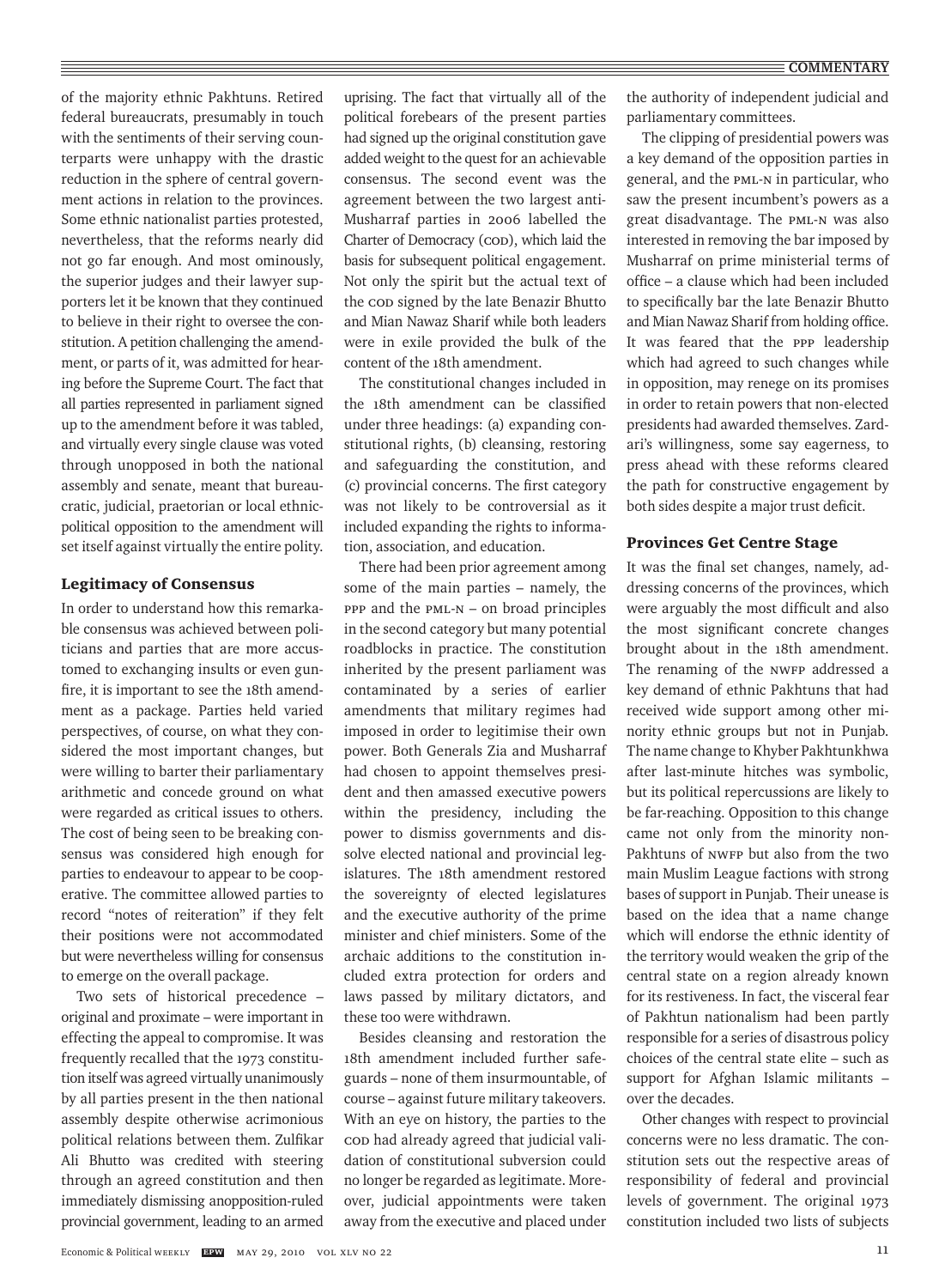of the majority ethnic Pakhtuns. Retired federal bureaucrats, presumably in touch with the sentiments of their serving counterparts were unhappy with the drastic reduction in the sphere of central government actions in relation to the provinces. Some ethnic nationalist parties protested, nevertheless, that the reforms nearly did not go far enough. And most ominously, the superior judges and their lawyer supporters let it be known that they continued to believe in their right to oversee the constitution. A petition challenging the amendment, or parts of it, was admitted for hearing before the Supreme Court. The fact that all parties represented in parliament signed up to the amendment before it was tabled, and virtually every single clause was voted through unopposed in both the national assembly and senate, meant that bureaucratic, judicial, praetorian or local ethnic-political opposition to the amendment will set itself against virtually the entire polity.

## Legitimacy of Consensus

In order to understand how this remarkable consensus was achieved between politicians and parties that are more accustomed to exchanging insults or even gunfire, it is important to see the 18th amendment as a package. Parties held varied perspectives, of course, on what they considered the most important changes, but were willing to barter their parliamentary arithmetic and concede ground on what were regarded as critical issues to others. The cost of being seen to be breaking consensus was considered high enough for parties to endeavour to appear to be cooperative. The committee allowed parties to record "notes of reiteration" if they felt their positions were not accommodated but were nevertheless willing for consensus to emerge on the overall package.

Two sets of historical precedence – original and proximate – were important in effecting the appeal to compromise. It was frequently recalled that the 1973 constitution itself was agreed virtually unanimously by all parties present in the then national assembly despite otherwise acrimonious political relations between them. Zulfikar Ali Bhutto was credited with steering through an agreed constitution and then immediately dismissing anopposition-ruled provincial government, leading to an armed uprising. The fact that virtually all of the political forebears of the present parties had signed up the original constitution gave added weight to the quest for an achievable consensus. The second event was the agreement between the two largest anti-Musharraf parties in 2006 labelled the Charter of Democracy (COD), which laid the basis for subsequent political engagement. Not only the spirit but the actual text of the COD signed by the late Benazir Bhutto and Mian Nawaz Sharif while both leaders were in exile provided the bulk of the content of the 18th amendment.

The constitutional changes included in the 18th amendment can be classified under three headings: (a) expanding constitutional rights, (b) cleansing, restoring and safeguarding the constitution, and (c) provincial concerns. The first category was not likely to be controversial as it included expanding the rights to information, association, and education.

There had been prior agreement among some of the main parties – namely, the PPP and the PML-N – on broad principles in the second category but many potential roadblocks in practice. The constitution inherited by the present parliament was contaminated by a series of earlier amendments that military regimes had imposed in order to legitimise their own power. Both Generals Zia and Musharraf had chosen to appoint themselves president and then amassed executive powers within the presidency, including the power to dismiss governments and dissolve elected national and provincial legislatures. The 18th amendment restored the sovereignty of elected legislatures and the executive authority of the prime minister and chief ministers. Some of the archaic additions to the constitution included extra protection for orders and laws passed by military dictators, and these too were withdrawn.

Besides cleansing and restoration the 18th amendment included further safeguards – none of them insurmountable, of course – against future military takeovers. With an eye on history, the parties to the COD had already agreed that judicial validation of constitutional subversion could no longer be regarded as legitimate. Moreover, judicial appointments were taken away from the executive and placed under the authority of independent judicial and parliamentary committees.

The clipping of presidential powers was a key demand of the opposition parties in general, and the PML-N in particular, who saw the present incumbent's powers as a great disadvantage. The PML-N was also interested in removing the bar imposed by Musharraf on prime ministerial terms of office – a clause which had been included to specifically bar the late Benazir Bhutto and Mian Nawaz Sharif from holding office. It was feared that the PPP leadership which had agreed to such changes while in opposition, may renege on its promises in order to retain powers that non-elected presidents had awarded themselves. Zardari's willingness, some say eagerness, to press ahead with these reforms cleared the path for constructive engagement by both sides despite a major trust deficit.

## Provinces Get Centre Stage

It was the final set changes, namely, addressing concerns of the provinces, which were arguably the most difficult and also the most significant concrete changes brought about in the 18th amendment. The renaming of the NWFP addressed a key demand of ethnic Pakhtuns that had received wide support among other minority ethnic groups but not in Punjab. The name change to Khyber Pakhtunkhwa after last-minute hitches was symbolic, but its political repercussions are likely to be far-reaching. Opposition to this change came not only from the minority non-Pakhtuns of NWFP but also from the two main Muslim League factions with strong bases of support in Punjab. Their unease is based on the idea that a name change which will endorse the ethnic identity of the territory would weaken the grip of the central state on a region already known for its restiveness. In fact, the visceral fear of Pakhtun nationalism had been partly responsible for a series of disastrous policy choices of the central state elite – such as support for Afghan Islamic militants – over the decades.

Other changes with respect to provincial concerns were no less dramatic. The constitution sets out the respective areas of responsibility of federal and provincial levels of government. The original 1973 constitution included two lists of subjects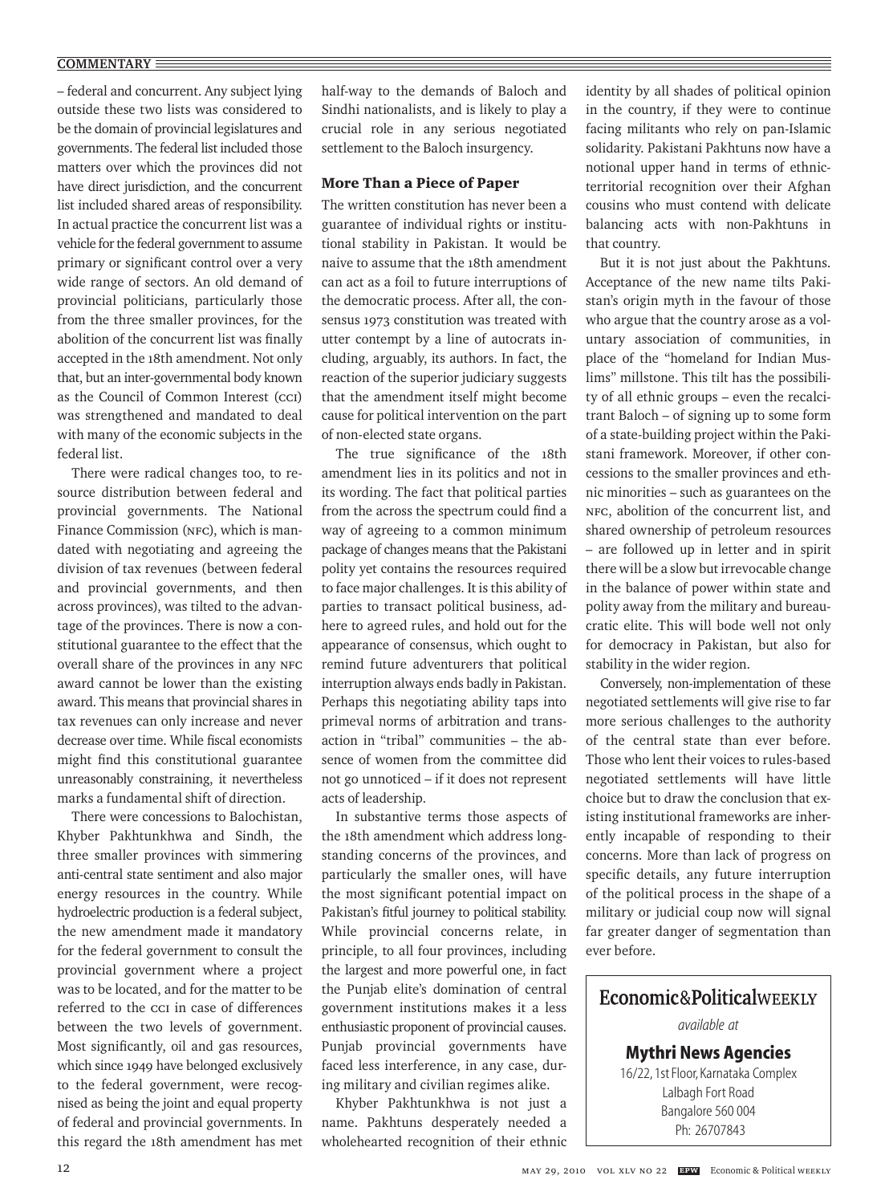– federal and concurrent. Any subject lying outside these two lists was considered to be the domain of provincial legislatures and governments. The federal list included those matters over which the provinces did not have direct jurisdiction, and the concurrent list included shared areas of responsibility. In actual practice the concurrent list was a vehicle for the federal government to assume primary or significant control over a very wide range of sectors. An old demand of provincial politicians, particularly those from the three smaller provinces, for the abolition of the concurrent list was finally accepted in the 18th amendment. Not only that, but an inter-governmental body known as the Council of Common Interest (CCI) was strengthened and mandated to deal with many of the economic subjects in the federal list.

There were radical changes too, to resource distribution between federal and provincial governments. The National Finance Commission (NFC), which is mandated with negotiating and agreeing the division of tax revenues (between federal and provincial governments, and then across provinces), was tilted to the advantage of the provinces. There is now a constitutional guarantee to the effect that the overall share of the provinces in any NFC award cannot be lower than the existing award. This means that provincial shares in tax revenues can only increase and never decrease over time. While fiscal economists might find this constitutional guarantee unreasonably constraining, it nevertheless marks a fundamental shift of direction.

There were concessions to Balochistan, Khyber Pakhtunkhwa and Sindh, the three smaller provinces with simmering anti-central state sentiment and also major energy resources in the country. While hydroelectric production is a federal subject, the new amendment made it mandatory for the federal government to consult the provincial government where a project was to be located, and for the matter to be referred to the CCI in case of differences between the two levels of government. Most significantly, oil and gas resources, which since 1949 have belonged exclusively to the federal government, were recognised as being the joint and equal property of federal and provincial governments. In this regard the 18th amendment has met half-way to the demands of Baloch and Sindhi nationalists, and is likely to play a crucial role in any serious negotiated settlement to the Baloch insurgency.

## More Than a Piece of Paper

The written constitution has never been a guarantee of individual rights or institutional stability in Pakistan. It would be naive to assume that the 18th amendment can act as a foil to future interruptions of the democratic process. After all, the consensus 1973 constitution was treated with utter contempt by a line of autocrats including, arguably, its authors. In fact, the reaction of the superior judiciary suggests that the amendment itself might become cause for political intervention on the part of non-elected state organs.

The true significance of the 18th amendment lies in its politics and not in its wording. The fact that political parties from the across the spectrum could find a way of agreeing to a common minimum package of changes means that the Pakistani polity yet contains the resources required to face major challenges. It is this ability of parties to transact political business, adhere to agreed rules, and hold out for the appearance of consensus, which ought to remind future adventurers that political interruption always ends badly in Pakistan. Perhaps this negotiating ability taps into primeval norms of arbitration and transaction in "tribal" communities – the absence of women from the committee did not go unnoticed – if it does not represent acts of leadership.

In substantive terms those aspects of the 18th amendment which address longstanding concerns of the provinces, and particularly the smaller ones, will have the most significant potential impact on Pakistan's fitful journey to political stability. While provincial concerns relate, in principle, to all four provinces, including the largest and more powerful one, in fact the Punjab elite's domination of central government institutions makes it a less enthusiastic proponent of provincial causes. Punjab provincial governments have faced less interference, in any case, during military and civilian regimes alike.

Khyber Pakhtunkhwa is not just a name. Pakhtuns desperately needed a wholehearted recognition of their ethnic identity by all shades of political opinion in the country, if they were to continue facing militants who rely on pan-Islamic solidarity. Pakistani Pakhtuns now have a notional upper hand in terms of ethnic-territorial recognition over their Afghan cousins who must contend with delicate balancing acts with non-Pakhtuns in that country.

But it is not just about the Pakhtuns. Acceptance of the new name tilts Pakistan's origin myth in the favour of those who argue that the country arose as a voluntary association of communities, in place of the "homeland for Indian Muslims" millstone. This tilt has the possibility of all ethnic groups – even the recalcitrant Baloch – of signing up to some form of a state-building project within the Pakistani framework. Moreover, if other concessions to the smaller provinces and ethnic minorities – such as guarantees on the NFC, abolition of the concurrent list, and shared ownership of petroleum resources – are followed up in letter and in spirit there will be a slow but irrevocable change in the balance of power within state and polity away from the military and bureaucratic elite. This will bode well not only for democracy in Pakistan, but also for stability in the wider region.

Conversely, non-implementation of these negotiated settlements will give rise to far more serious challenges to the authority of the central state than ever before. Those who lent their voices to rules-based negotiated settlements will have little choice but to draw the conclusion that existing institutional frameworks are inherently incapable of responding to their concerns. More than lack of progress on specific details, any future interruption of the political process in the shape of a military or judicial coup now will signal far greater danger of segmentation than ever before.

**Economic&PoliticalWEEKLY**

*available at*

**Mythri News Agencies**

16/22, 1st Floor, Karnataka Complex
Lalbagh Fort Road
Bangalore 560 004
Ph: 26707843